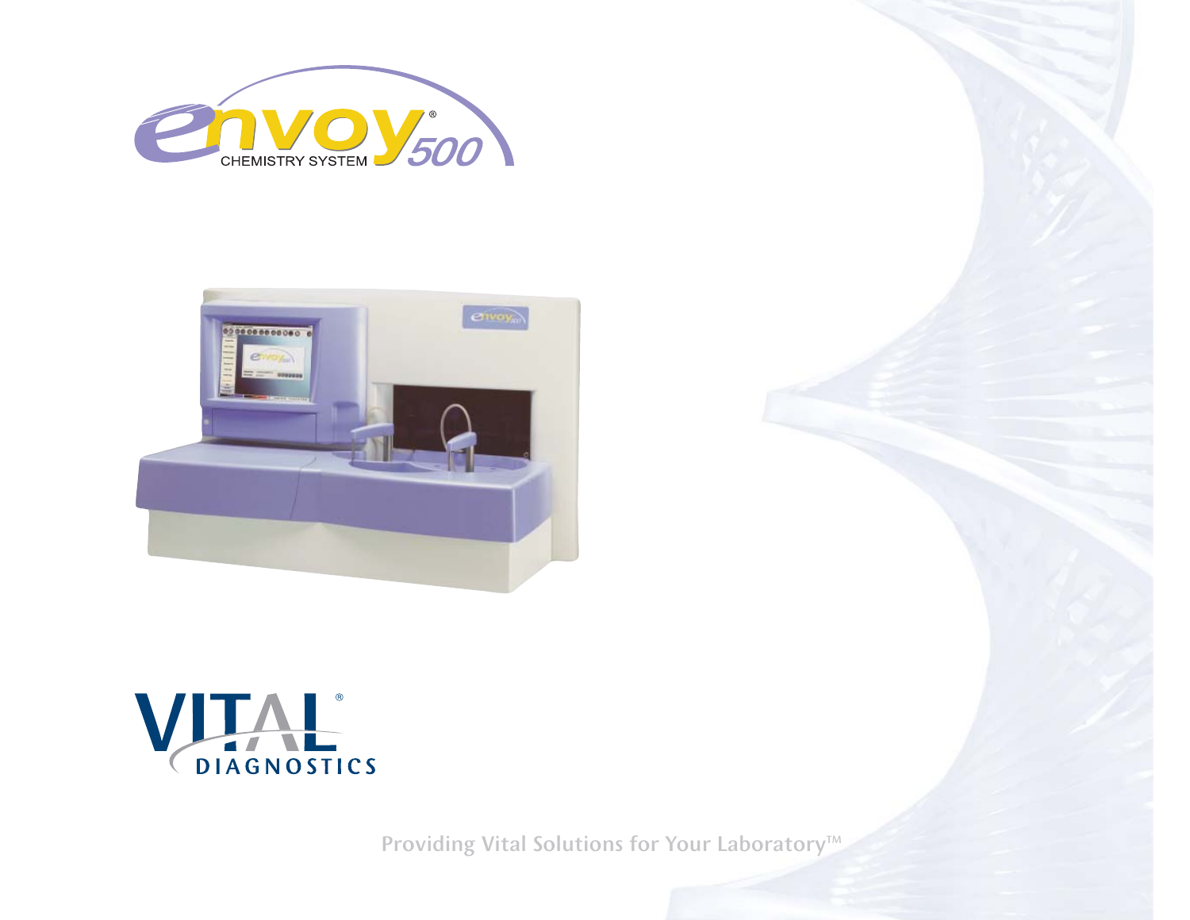# envoy® 500

CHEMISTRY SYSTEM

VITAL® DIAGNOSTICS

Providing Vital Solutions for Your Laboratory™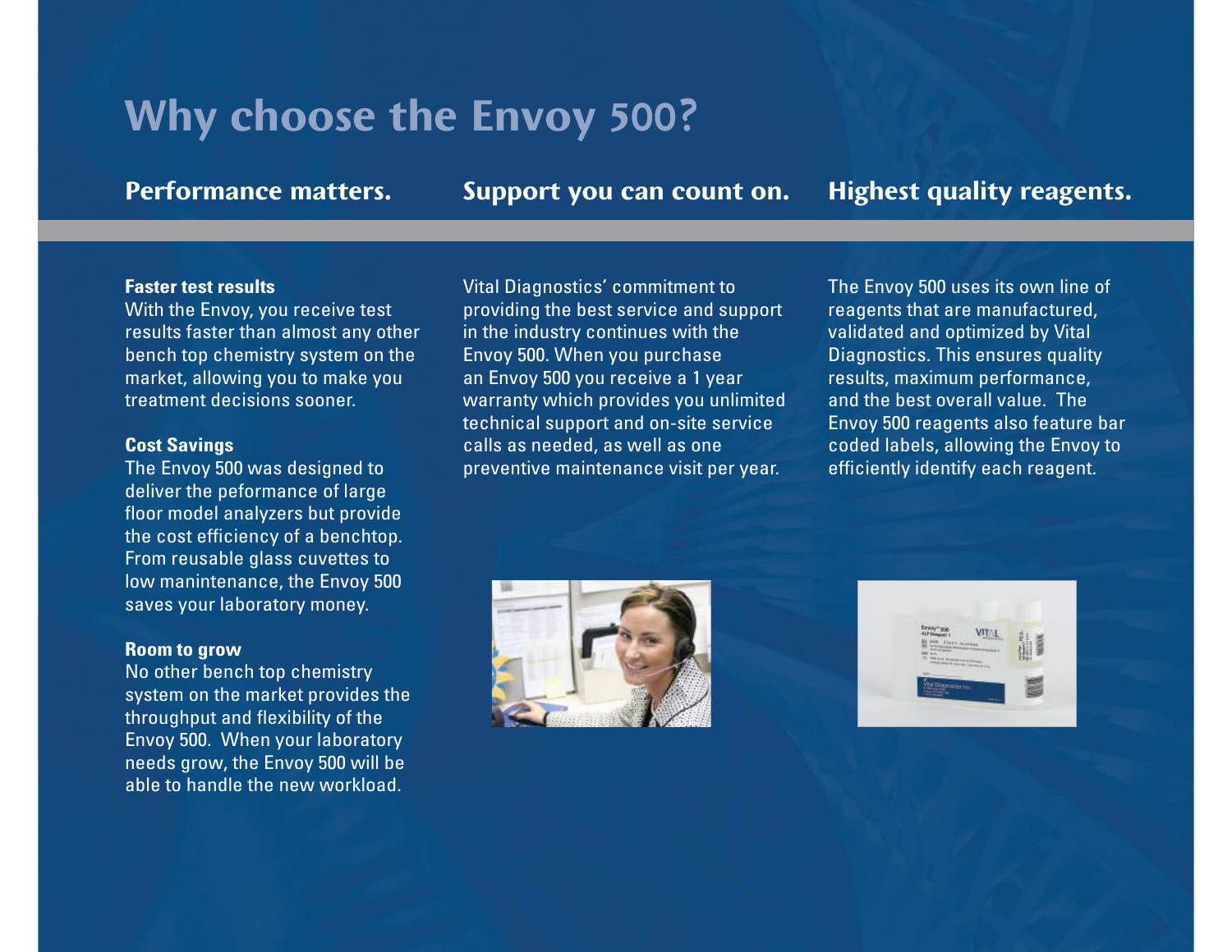# Why choose the Envoy 500?

## Performance matters.

**Faster test results**
With the Envoy, you receive test results faster than almost any other bench top chemistry system on the market, allowing you to make you treatment decisions sooner.

**Cost Savings**
The Envoy 500 was designed to deliver the peformance of large floor model analyzers but provide the cost efficiency of a benchtop. From reusable glass cuvettes to low manintenance, the Envoy 500 saves your laboratory money.

**Room to grow**
No other bench top chemistry system on the market provides the throughput and flexibility of the Envoy 500. When your laboratory needs grow, the Envoy 500 will be able to handle the new workload.

## Support you can count on.

Vital Diagnostics' commitment to providing the best service and support in the industry continues with the Envoy 500. When you purchase an Envoy 500 you receive a 1 year warranty which provides you unlimited technical support and on-site service calls as needed, as well as one preventive maintenance visit per year.

## Highest quality reagents.

The Envoy 500 uses its own line of reagents that are manufactured, validated and optimized by Vital Diagnostics. This ensures quality results, maximum performance, and the best overall value. The Envoy 500 reagents also feature bar coded labels, allowing the Envoy to efficiently identify each reagent.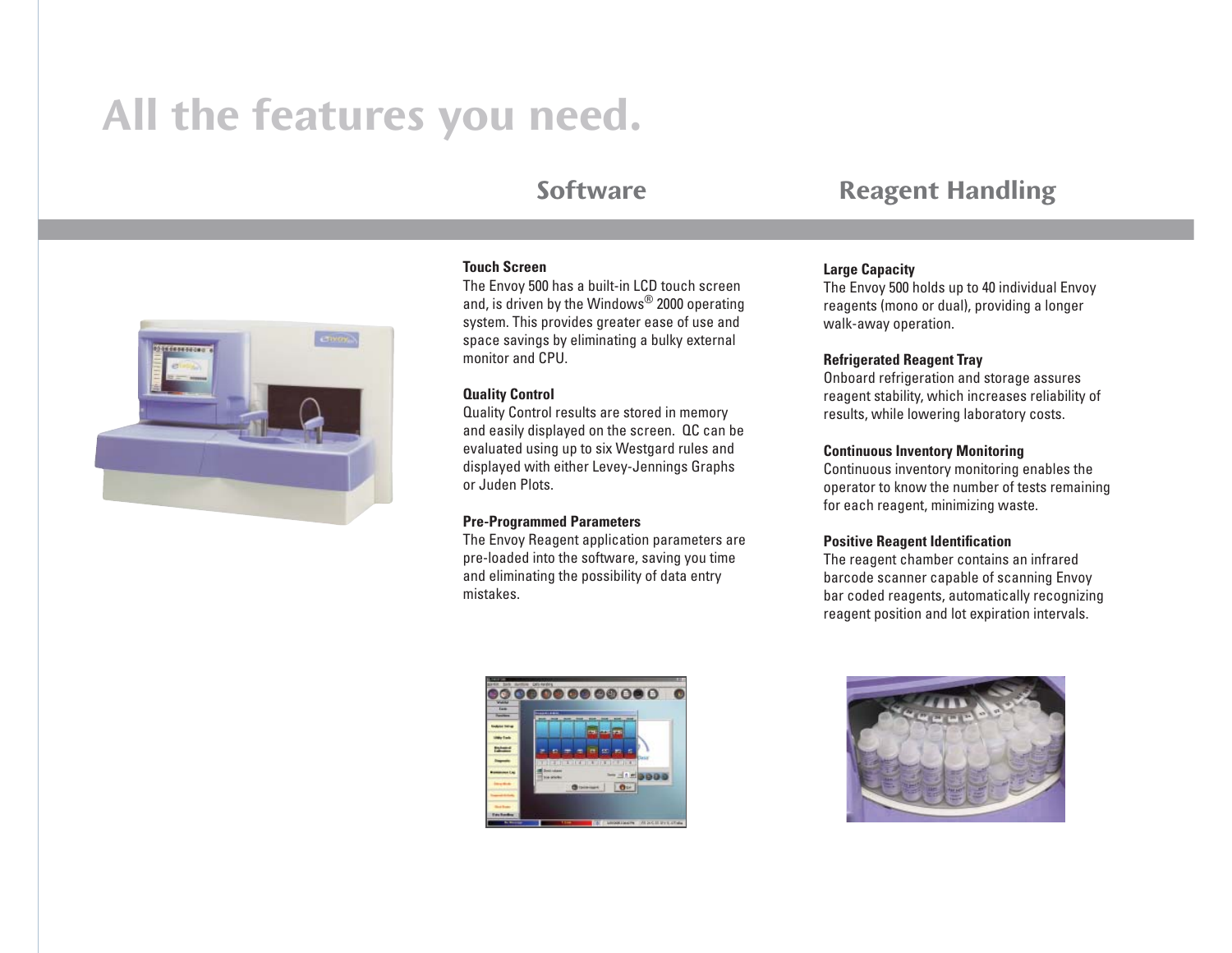# All the features you need.

## Software

### Touch Screen

The Envoy 500 has a built-in LCD touch screen and, is driven by the Windows® 2000 operating system. This provides greater ease of use and space savings by eliminating a bulky external monitor and CPU.

### Quality Control

Quality Control results are stored in memory and easily displayed on the screen. QC can be evaluated using up to six Westgard rules and displayed with either Levey-Jennings Graphs or Juden Plots.

### Pre-Programmed Parameters

The Envoy Reagent application parameters are pre-loaded into the software, saving you time and eliminating the possibility of data entry mistakes.

## Reagent Handling

### Large Capacity

The Envoy 500 holds up to 40 individual Envoy reagents (mono or dual), providing a longer walk-away operation.

### Refrigerated Reagent Tray

Onboard refrigeration and storage assures reagent stability, which increases reliability of results, while lowering laboratory costs.

### Continuous Inventory Monitoring

Continuous inventory monitoring enables the operator to know the number of tests remaining for each reagent, minimizing waste.

### Positive Reagent Identification

The reagent chamber contains an infrared barcode scanner capable of scanning Envoy bar coded reagents, automatically recognizing reagent position and lot expiration intervals.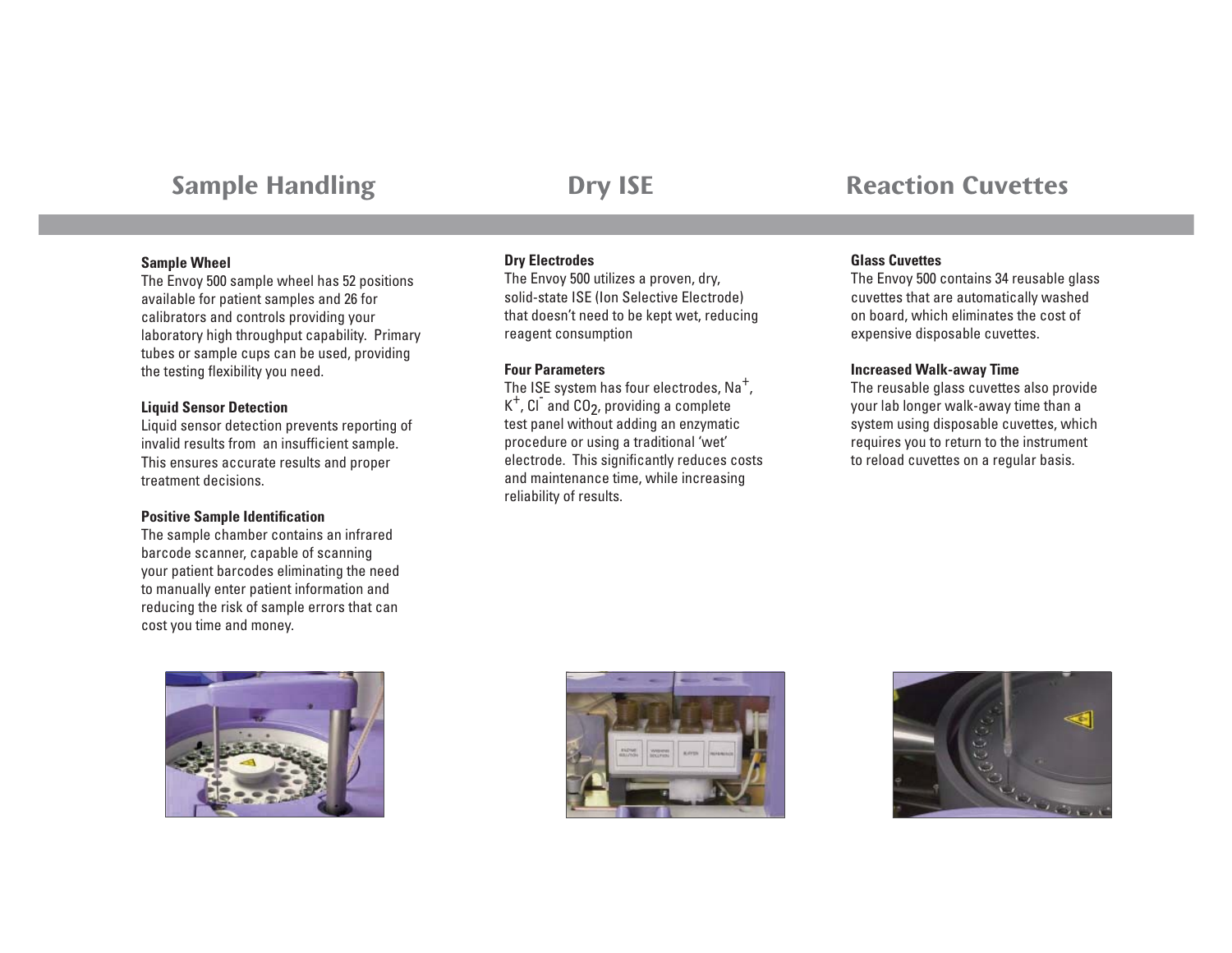## Sample Handling

### Sample Wheel

The Envoy 500 sample wheel has 52 positions available for patient samples and 26 for calibrators and controls providing your laboratory high throughput capability. Primary tubes or sample cups can be used, providing the testing flexibility you need.

### Liquid Sensor Detection

Liquid sensor detection prevents reporting of invalid results from an insufficient sample. This ensures accurate results and proper treatment decisions.

### Positive Sample Identification

The sample chamber contains an infrared barcode scanner, capable of scanning your patient barcodes eliminating the need to manually enter patient information and reducing the risk of sample errors that can cost you time and money.

## Dry ISE

### Dry Electrodes

The Envoy 500 utilizes a proven, dry, solid-state ISE (Ion Selective Electrode) that doesn't need to be kept wet, reducing reagent consumption

### Four Parameters

The ISE system has four electrodes, $Na^+$, $K^+$, $Cl^-$ and $CO_2$, providing a complete test panel without adding an enzymatic procedure or using a traditional 'wet' electrode. This significantly reduces costs and maintenance time, while increasing reliability of results.

## Reaction Cuvettes

### Glass Cuvettes

The Envoy 500 contains 34 reusable glass cuvettes that are automatically washed on board, which eliminates the cost of expensive disposable cuvettes.

### Increased Walk-away Time

The reusable glass cuvettes also provide your lab longer walk-away time than a system using disposable cuvettes, which requires you to return to the instrument to reload cuvettes on a regular basis.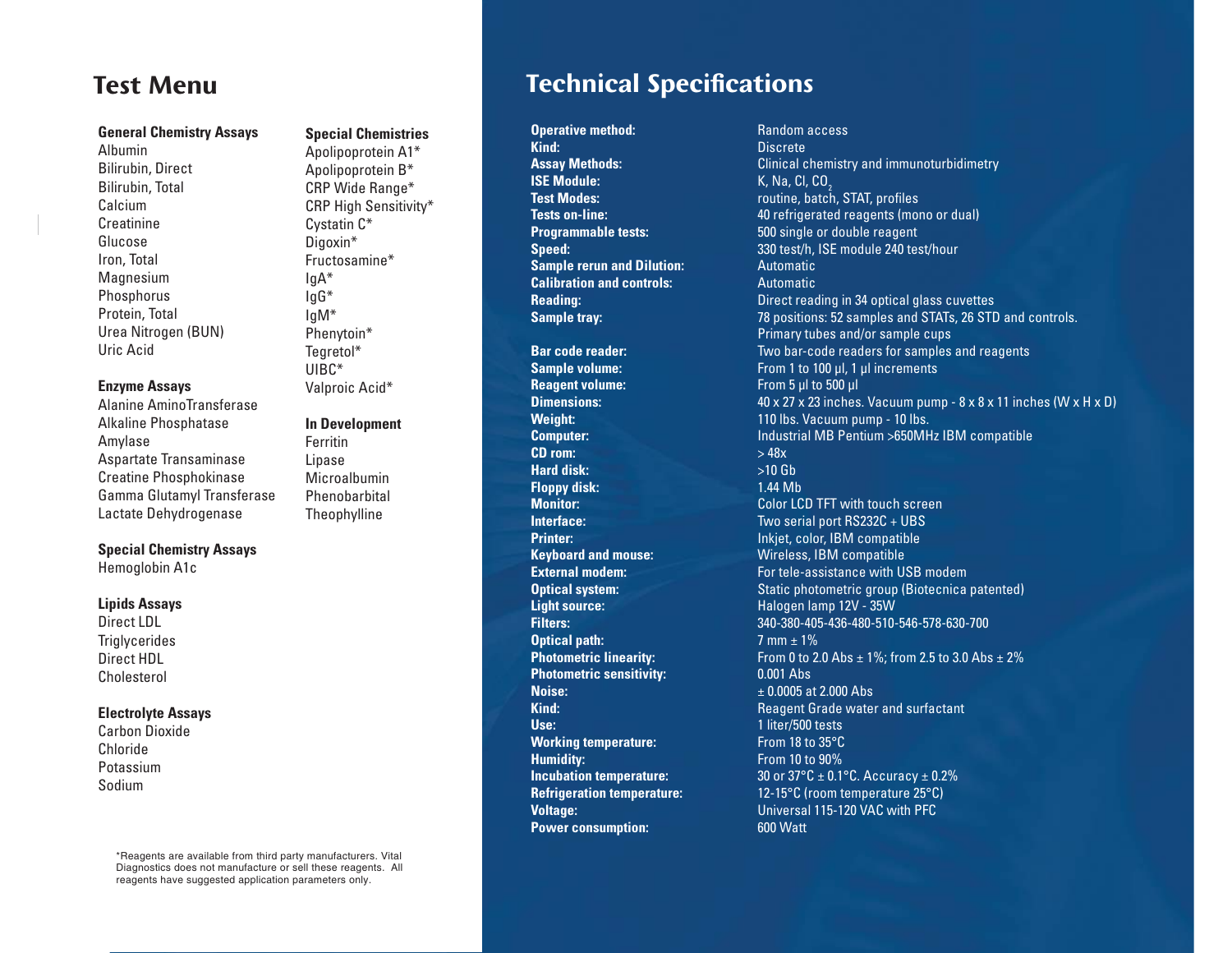# Test Menu

**General Chemistry Assays**
Albumin
Bilirubin, Direct
Bilirubin, Total
Calcium
Creatinine
Glucose
Iron, Total
Magnesium
Phosphorus
Protein, Total
Urea Nitrogen (BUN)
Uric Acid

**Enzyme Assays**
Alanine AminoTransferase
Alkaline Phosphatase
Amylase
Aspartate Transaminase
Creatine Phosphokinase
Gamma Glutamyl Transferase
Lactate Dehydrogenase

**Special Chemistry Assays**
Hemoglobin A1c

**Lipids Assays**
Direct LDL
Triglycerides
Direct HDL
Cholesterol

**Electrolyte Assays**
Carbon Dioxide
Chloride
Potassium
Sodium

**Special Chemistries**
Apolipoprotein A1*
Apolipoprotein B*
CRP Wide Range*
CRP High Sensitivity*
Cystatin C*
Digoxin*
Fructosamine*
IgA*
IgG*
IgM*
Phenytoin*
Tegretol*
UIBC*
Valproic Acid*

**In Development**
Ferritin
Lipase
Microalbumin
Phenobarbital
Theophylline

*Reagents are available from third party manufacturers. Vital Diagnostics does not manufacture or sell these reagents. All reagents have suggested application parameters only.

# Technical Specifications

| | |
|---|---|
| **Operative method:** | Random access |
| **Kind:** | Discrete |
| **Assay Methods:** | Clinical chemistry and immunoturbidimetry |
| **ISE Module:** | K, Na, Cl, $CO_2$ |
| **Test Modes:** | routine, batch, STAT, profiles |
| **Tests on-line:** | 40 refrigerated reagents (mono or dual) |
| **Programmable tests:** | 500 single or double reagent |
| **Speed:** | 330 test/h, ISE module 240 test/hour |
| **Sample rerun and Dilution:** | Automatic |
| **Calibration and controls:** | Automatic |
| **Reading:** | Direct reading in 34 optical glass cuvettes |
| **Sample tray:** | 78 positions: 52 samples and STATs, 26 STD and controls. Primary tubes and/or sample cups |
| **Bar code reader:** | Two bar-code readers for samples and reagents |
| **Sample volume:** | From 1 to 100 µl, 1 µl increments |
| **Reagent volume:** | From 5 µl to 500 µl |
| **Dimensions:** | 40 x 27 x 23 inches. Vacuum pump - 8 x 8 x 11 inches (W x H x D) |
| **Weight:** | 110 lbs. Vacuum pump - 10 lbs. |
| **Computer:** | Industrial MB Pentium >650MHz IBM compatible |
| **CD rom:** | > 48x |
| **Hard disk:** | >10 Gb |
| **Floppy disk:** | 1.44 Mb |
| **Monitor:** | Color LCD TFT with touch screen |
| **Interface:** | Two serial port RS232C + UBS |
| **Printer:** | Inkjet, color, IBM compatible |
| **Keyboard and mouse:** | Wireless, IBM compatible |
| **External modem:** | For tele-assistance with USB modem |
| **Optical system:** | Static photometric group (Biotecnica patented) |
| **Light source:** | Halogen lamp 12V - 35W |
| **Filters:** | 340-380-405-436-480-510-546-578-630-700 |
| **Optical path:** | 7 mm ± 1% |
| **Photometric linearity:** | From 0 to 2.0 Abs ± 1%; from 2.5 to 3.0 Abs ± 2% |
| **Photometric sensitivity:** | 0.001 Abs |
| **Noise:** | ± 0.0005 at 2.000 Abs |
| **Kind:** | Reagent Grade water and surfactant |
| **Use:** | 1 liter/500 tests |
| **Working temperature:** | From 18 to 35°C |
| **Humidity:** | From 10 to 90% |
| **Incubation temperature:** | 30 or 37°C ± 0.1°C. Accuracy ± 0.2% |
| **Refrigeration temperature:** | 12-15°C (room temperature 25°C) |
| **Voltage:** | Universal 115-120 VAC with PFC |
| **Power consumption:** | 600 Watt |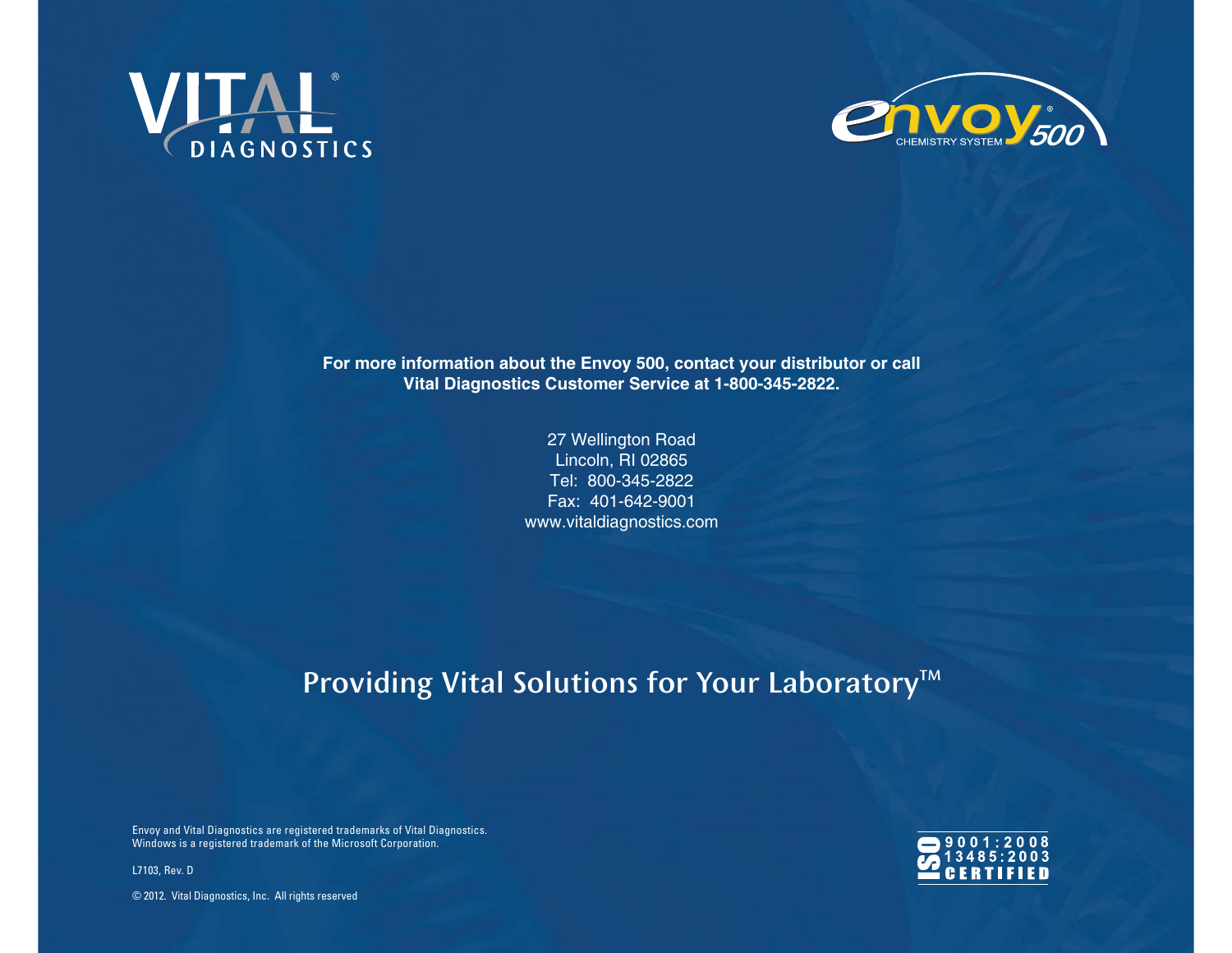VITAL® DIAGNOSTICS

envoy® 500 CHEMISTRY SYSTEM

**For more information about the Envoy 500, contact your distributor or call Vital Diagnostics Customer Service at 1-800-345-2822.**

27 Wellington Road
Lincoln, RI 02865
Tel: 800-345-2822
Fax: 401-642-9001
www.vitaldiagnostics.com

## Providing Vital Solutions for Your Laboratory™

Envoy and Vital Diagnostics are registered trademarks of Vital Diagnostics.
Windows is a registered trademark of the Microsoft Corporation.

L7103, Rev. D

© 2012. Vital Diagnostics, Inc. All rights reserved

ISO 9001:2008
13485:2003
CERTIFIED